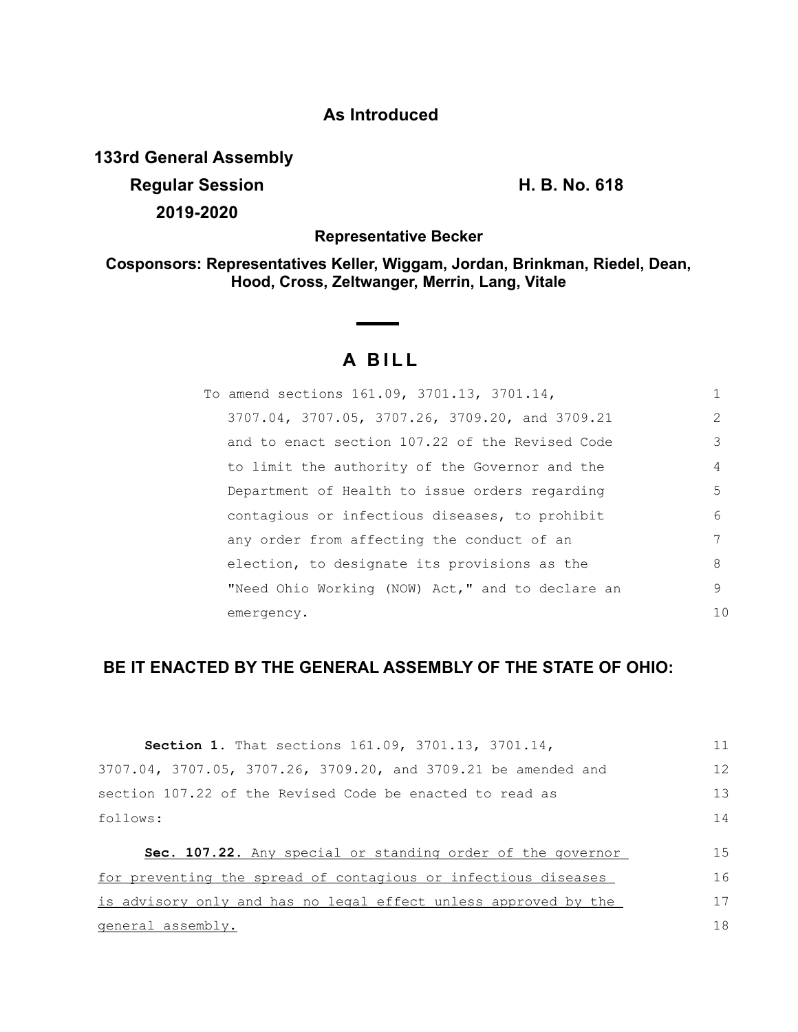**As Introduced**

**133rd General Assembly**
**Regular Session** **H. B. No. 618**
**2019-2020**

**Representative Becker**

**Cosponsors: Representatives Keller, Wiggam, Jordan, Brinkman, Riedel, Dean, Hood, Cross, Zeltwanger, Merrin, Lang, Vitale**

# A BILL

To amend sections 161.09, 3701.13, 3701.14, 3707.04, 3707.05, 3707.26, 3709.20, and 3709.21 and to enact section 107.22 of the Revised Code to limit the authority of the Governor and the Department of Health to issue orders regarding contagious or infectious diseases, to prohibit any order from affecting the conduct of an election, to designate its provisions as the "Need Ohio Working (NOW) Act," and to declare an emergency.

## BE IT ENACTED BY THE GENERAL ASSEMBLY OF THE STATE OF OHIO:

**Section 1.** That sections 161.09, 3701.13, 3701.14, 3707.04, 3707.05, 3707.26, 3709.20, and 3709.21 be amended and section 107.22 of the Revised Code be enacted to read as follows:

**Sec. 107.22.** <u>Any special or standing order of the governor for preventing the spread of contagious or infectious diseases is advisory only and has no legal effect unless approved by the general assembly.</u>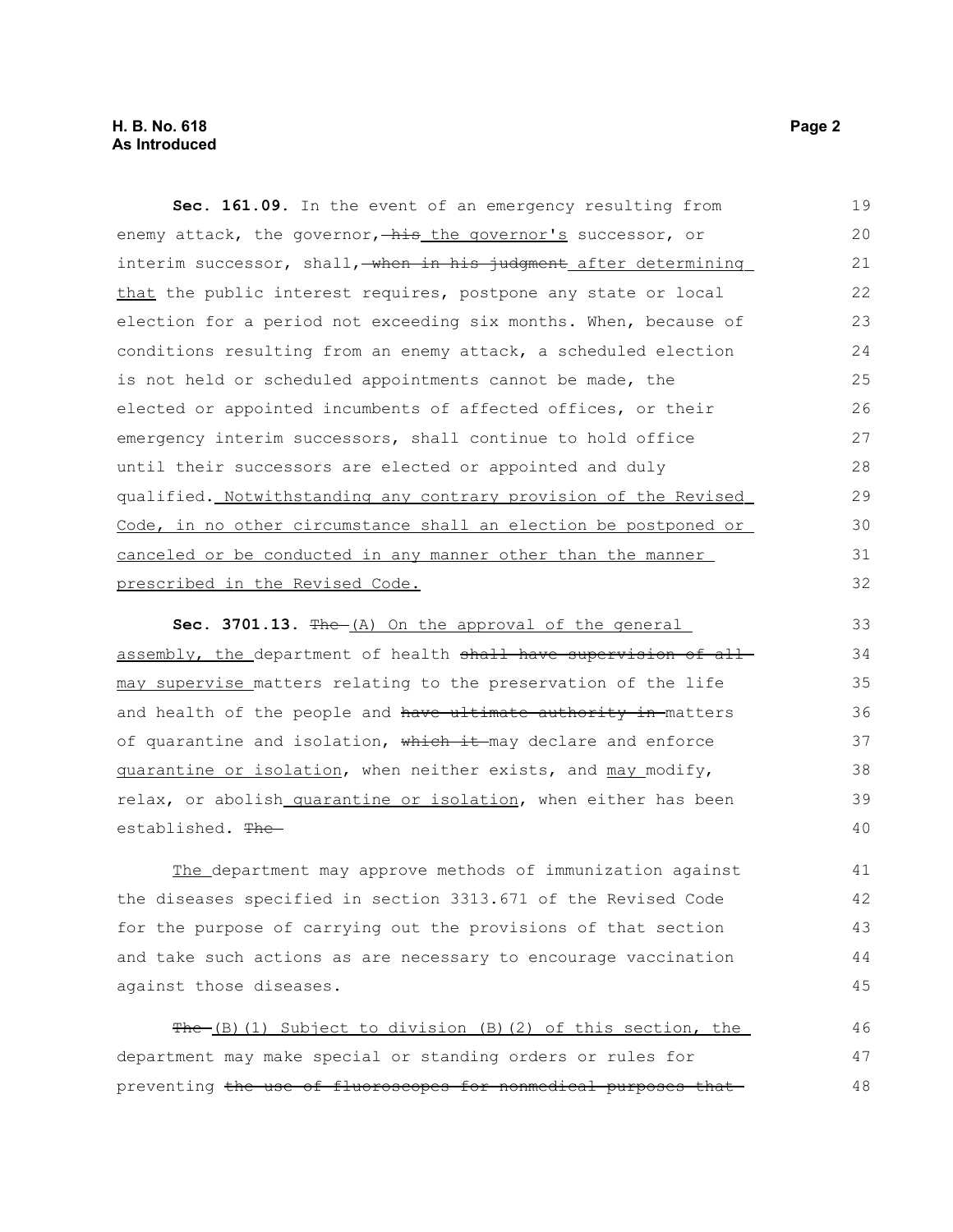**Sec. 161.09.** In the event of an emergency resulting from enemy attack, the governor, ~~his~~ <u>the governor's</u> successor, or interim successor, shall, ~~when in his judgment~~ <u>after determining that</u> the public interest requires, postpone any state or local election for a period not exceeding six months. When, because of conditions resulting from an enemy attack, a scheduled election is not held or scheduled appointments cannot be made, the elected or appointed incumbents of affected offices, or their emergency interim successors, shall continue to hold office until their successors are elected or appointed and duly qualified. <u>Notwithstanding any contrary provision of the Revised Code, in no other circumstance shall an election be postponed or canceled or be conducted in any manner other than the manner prescribed in the Revised Code.</u>

**Sec. 3701.13.** ~~The~~ <u>(A) On the approval of the general assembly, the</u> department of health ~~shall have supervision of all~~ <u>may supervise</u> matters relating to the preservation of the life and health of the people and ~~have ultimate authority in~~ matters of quarantine and isolation, ~~which it~~ may declare and enforce <u>quarantine or isolation</u>, when neither exists, and <u>may</u> modify, relax, or abolish <u>quarantine or isolation</u>, when either has been established. ~~The~~

<u>The</u> department may approve methods of immunization against the diseases specified in section 3313.671 of the Revised Code for the purpose of carrying out the provisions of that section and take such actions as are necessary to encourage vaccination against those diseases.

~~The~~ <u>(B)(1) Subject to division (B)(2) of this section, the</u> department may make special or standing orders or rules for preventing ~~the use of fluoroscopes for nonmedical purposes that~~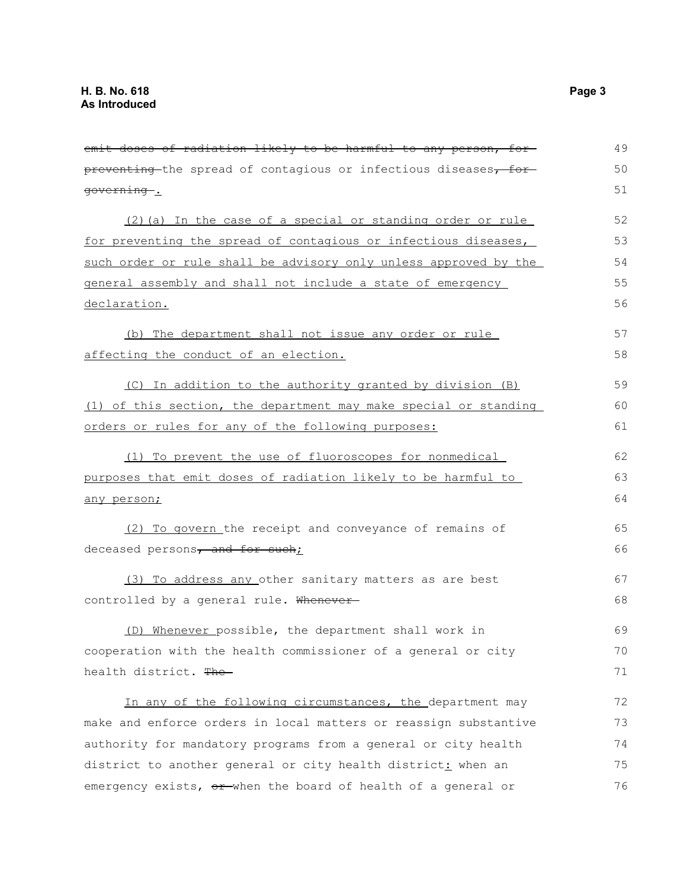~~emit doses of radiation likely to be harmful to any person, for preventing~~ the spread of contagious or infectious diseases~~, for governing~~ .

(2)(a) In the case of a special or standing order or rule for preventing the spread of contagious or infectious diseases, such order or rule shall be advisory only unless approved by the general assembly and shall not include a state of emergency declaration.

(b) The department shall not issue any order or rule affecting the conduct of an election.

(C) In addition to the authority granted by division (B)(1) of this section, the department may make special or standing orders or rules for any of the following purposes:

(1) To prevent the use of fluoroscopes for nonmedical purposes that emit doses of radiation likely to be harmful to any person;

(2) To govern the receipt and conveyance of remains of deceased persons~~, and for such~~;

(3) To address any other sanitary matters as are best controlled by a general rule. ~~Whenever~~

(D) Whenever possible, the department shall work in cooperation with the health commissioner of a general or city health district. ~~The~~

In any of the following circumstances, the department may make and enforce orders in local matters or reassign substantive authority for mandatory programs from a general or city health district to another general or city health district: when an emergency exists, ~~or~~ when the board of health of a general or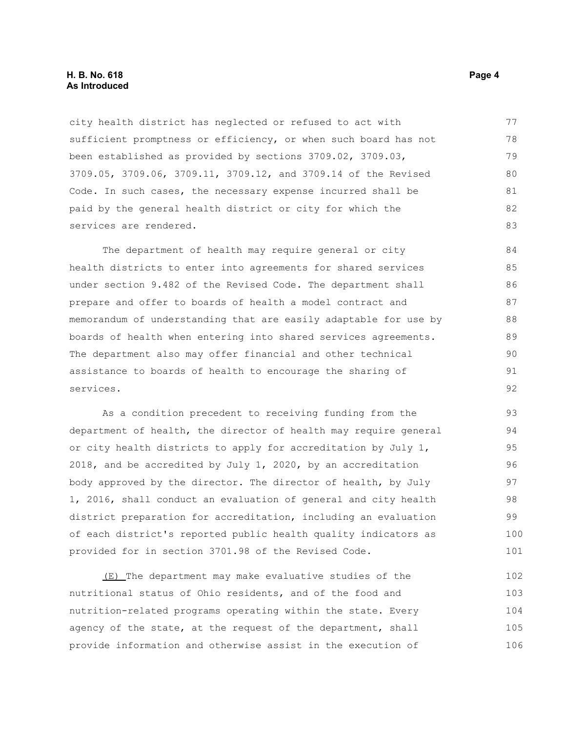city health district has neglected or refused to act with sufficient promptness or efficiency, or when such board has not been established as provided by sections 3709.02, 3709.03, 3709.05, 3709.06, 3709.11, 3709.12, and 3709.14 of the Revised Code. In such cases, the necessary expense incurred shall be paid by the general health district or city for which the services are rendered.

The department of health may require general or city health districts to enter into agreements for shared services under section 9.482 of the Revised Code. The department shall prepare and offer to boards of health a model contract and memorandum of understanding that are easily adaptable for use by boards of health when entering into shared services agreements. The department also may offer financial and other technical assistance to boards of health to encourage the sharing of services.

As a condition precedent to receiving funding from the department of health, the director of health may require general or city health districts to apply for accreditation by July 1, 2018, and be accredited by July 1, 2020, by an accreditation body approved by the director. The director of health, by July 1, 2016, shall conduct an evaluation of general and city health district preparation for accreditation, including an evaluation of each district's reported public health quality indicators as provided for in section 3701.98 of the Revised Code.

(E) The department may make evaluative studies of the nutritional status of Ohio residents, and of the food and nutrition-related programs operating within the state. Every agency of the state, at the request of the department, shall provide information and otherwise assist in the execution of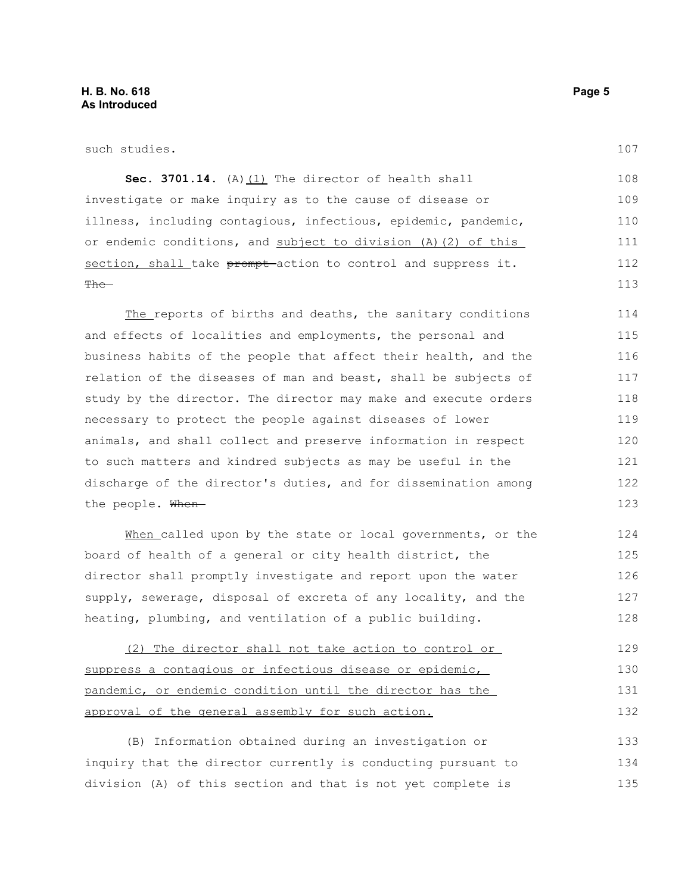such studies.

**Sec. 3701.14.** (A)(1) The director of health shall investigate or make inquiry as to the cause of disease or illness, including contagious, infectious, epidemic, pandemic, or endemic conditions, and subject to division (A)(2) of this section, shall take ~~prompt~~ action to control and suppress it. ~~The~~

The reports of births and deaths, the sanitary conditions and effects of localities and employments, the personal and business habits of the people that affect their health, and the relation of the diseases of man and beast, shall be subjects of study by the director. The director may make and execute orders necessary to protect the people against diseases of lower animals, and shall collect and preserve information in respect to such matters and kindred subjects as may be useful in the discharge of the director's duties, and for dissemination among the people. ~~When~~

When called upon by the state or local governments, or the board of health of a general or city health district, the director shall promptly investigate and report upon the water supply, sewerage, disposal of excreta of any locality, and the heating, plumbing, and ventilation of a public building.

(2) The director shall not take action to control or suppress a contagious or infectious disease or epidemic, pandemic, or endemic condition until the director has the approval of the general assembly for such action.

(B) Information obtained during an investigation or inquiry that the director currently is conducting pursuant to division (A) of this section and that is not yet complete is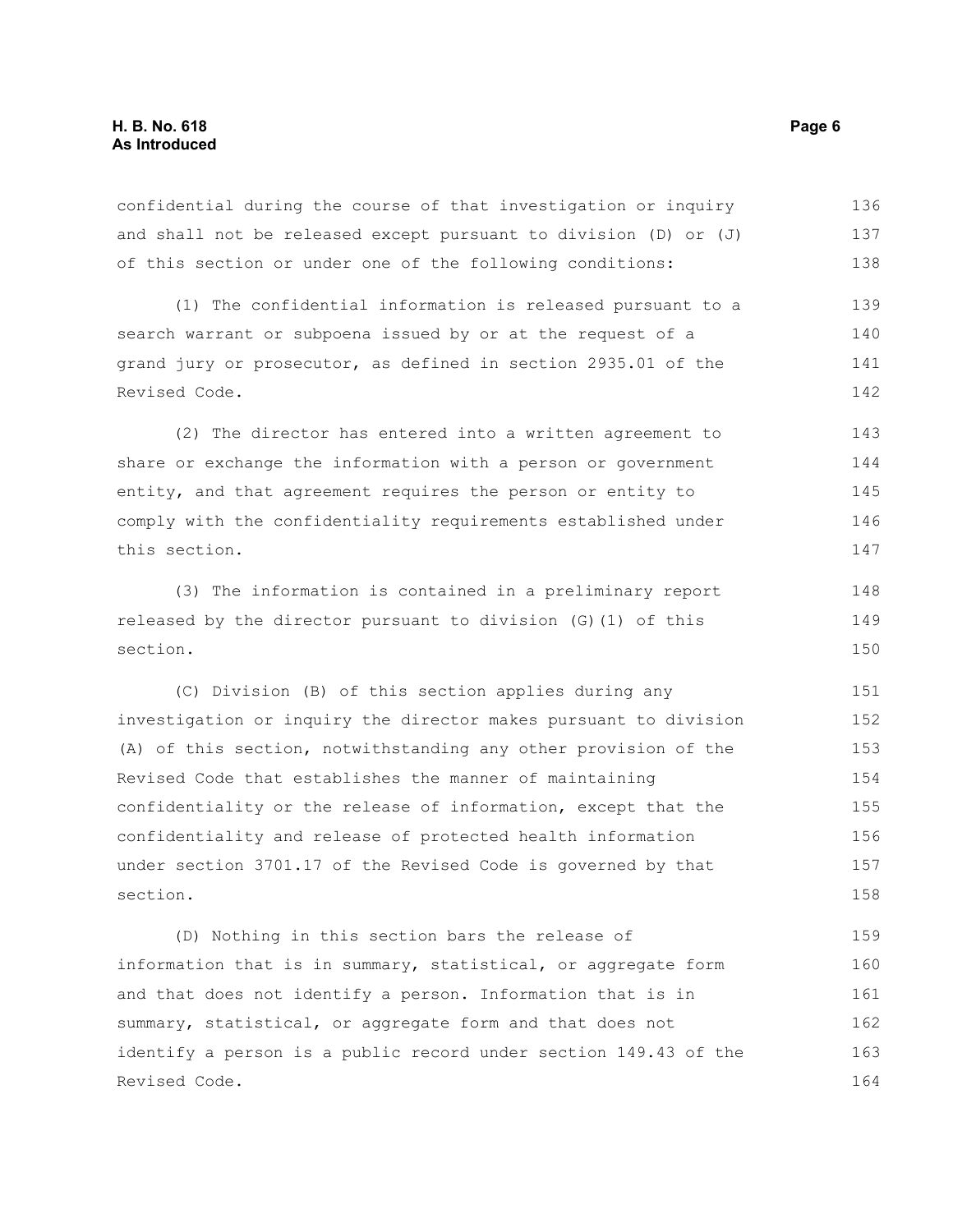confidential during the course of that investigation or inquiry and shall not be released except pursuant to division (D) or (J) of this section or under one of the following conditions:

(1) The confidential information is released pursuant to a search warrant or subpoena issued by or at the request of a grand jury or prosecutor, as defined in section 2935.01 of the Revised Code.

(2) The director has entered into a written agreement to share or exchange the information with a person or government entity, and that agreement requires the person or entity to comply with the confidentiality requirements established under this section.

(3) The information is contained in a preliminary report released by the director pursuant to division (G)(1) of this section.

(C) Division (B) of this section applies during any investigation or inquiry the director makes pursuant to division (A) of this section, notwithstanding any other provision of the Revised Code that establishes the manner of maintaining confidentiality or the release of information, except that the confidentiality and release of protected health information under section 3701.17 of the Revised Code is governed by that section.

(D) Nothing in this section bars the release of information that is in summary, statistical, or aggregate form and that does not identify a person. Information that is in summary, statistical, or aggregate form and that does not identify a person is a public record under section 149.43 of the Revised Code.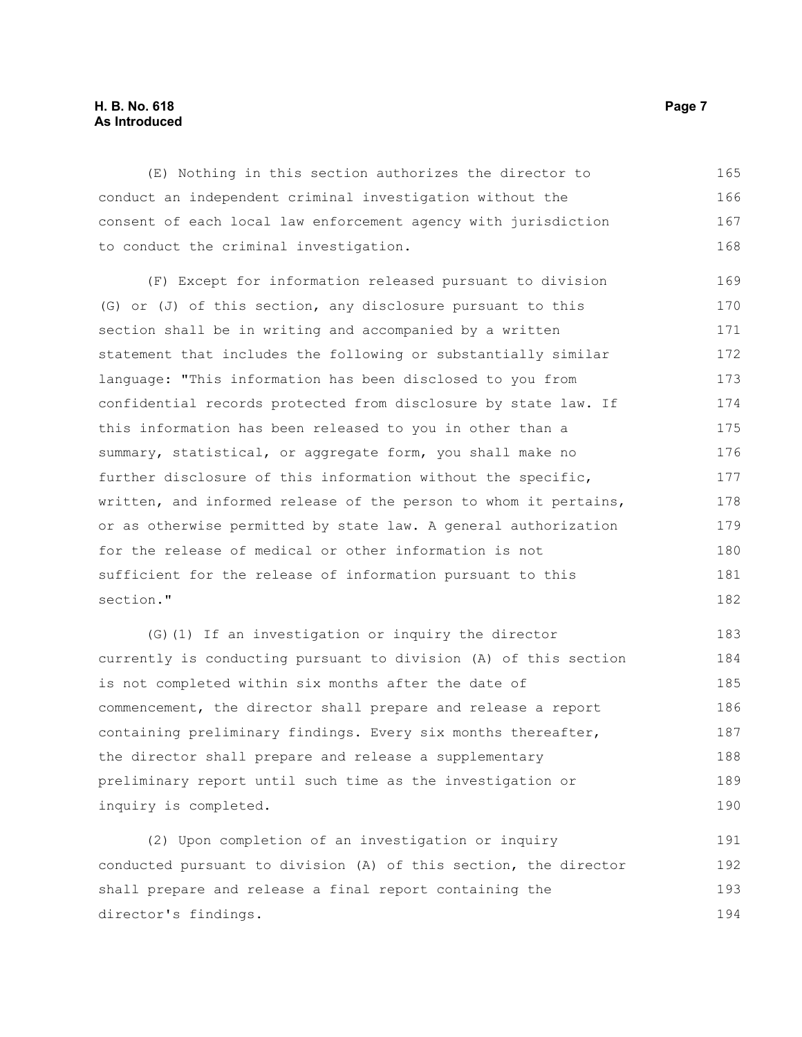(E) Nothing in this section authorizes the director to conduct an independent criminal investigation without the consent of each local law enforcement agency with jurisdiction to conduct the criminal investigation.

(F) Except for information released pursuant to division (G) or (J) of this section, any disclosure pursuant to this section shall be in writing and accompanied by a written statement that includes the following or substantially similar language: "This information has been disclosed to you from confidential records protected from disclosure by state law. If this information has been released to you in other than a summary, statistical, or aggregate form, you shall make no further disclosure of this information without the specific, written, and informed release of the person to whom it pertains, or as otherwise permitted by state law. A general authorization for the release of medical or other information is not sufficient for the release of information pursuant to this section."

(G)(1) If an investigation or inquiry the director currently is conducting pursuant to division (A) of this section is not completed within six months after the date of commencement, the director shall prepare and release a report containing preliminary findings. Every six months thereafter, the director shall prepare and release a supplementary preliminary report until such time as the investigation or inquiry is completed.

(2) Upon completion of an investigation or inquiry conducted pursuant to division (A) of this section, the director shall prepare and release a final report containing the director's findings.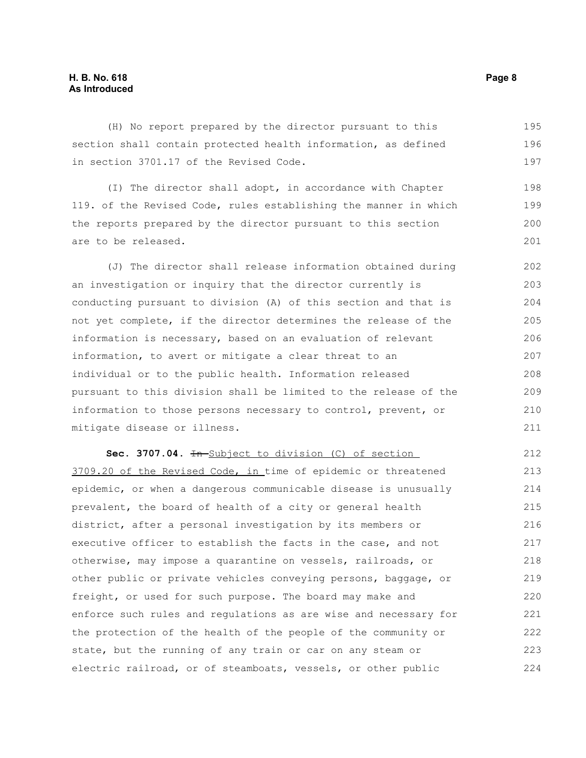(H) No report prepared by the director pursuant to this section shall contain protected health information, as defined in section 3701.17 of the Revised Code.

(I) The director shall adopt, in accordance with Chapter 119. of the Revised Code, rules establishing the manner in which the reports prepared by the director pursuant to this section are to be released.

(J) The director shall release information obtained during an investigation or inquiry that the director currently is conducting pursuant to division (A) of this section and that is not yet complete, if the director determines the release of the information is necessary, based on an evaluation of relevant information, to avert or mitigate a clear threat to an individual or to the public health. Information released pursuant to this division shall be limited to the release of the information to those persons necessary to control, prevent, or mitigate disease or illness.

**Sec. 3707.04.** ~~In~~ Subject to division (C) of section 3709.20 of the Revised Code, in time of epidemic or threatened epidemic, or when a dangerous communicable disease is unusually prevalent, the board of health of a city or general health district, after a personal investigation by its members or executive officer to establish the facts in the case, and not otherwise, may impose a quarantine on vessels, railroads, or other public or private vehicles conveying persons, baggage, or freight, or used for such purpose. The board may make and enforce such rules and regulations as are wise and necessary for the protection of the health of the people of the community or state, but the running of any train or car on any steam or electric railroad, or of steamboats, vessels, or other public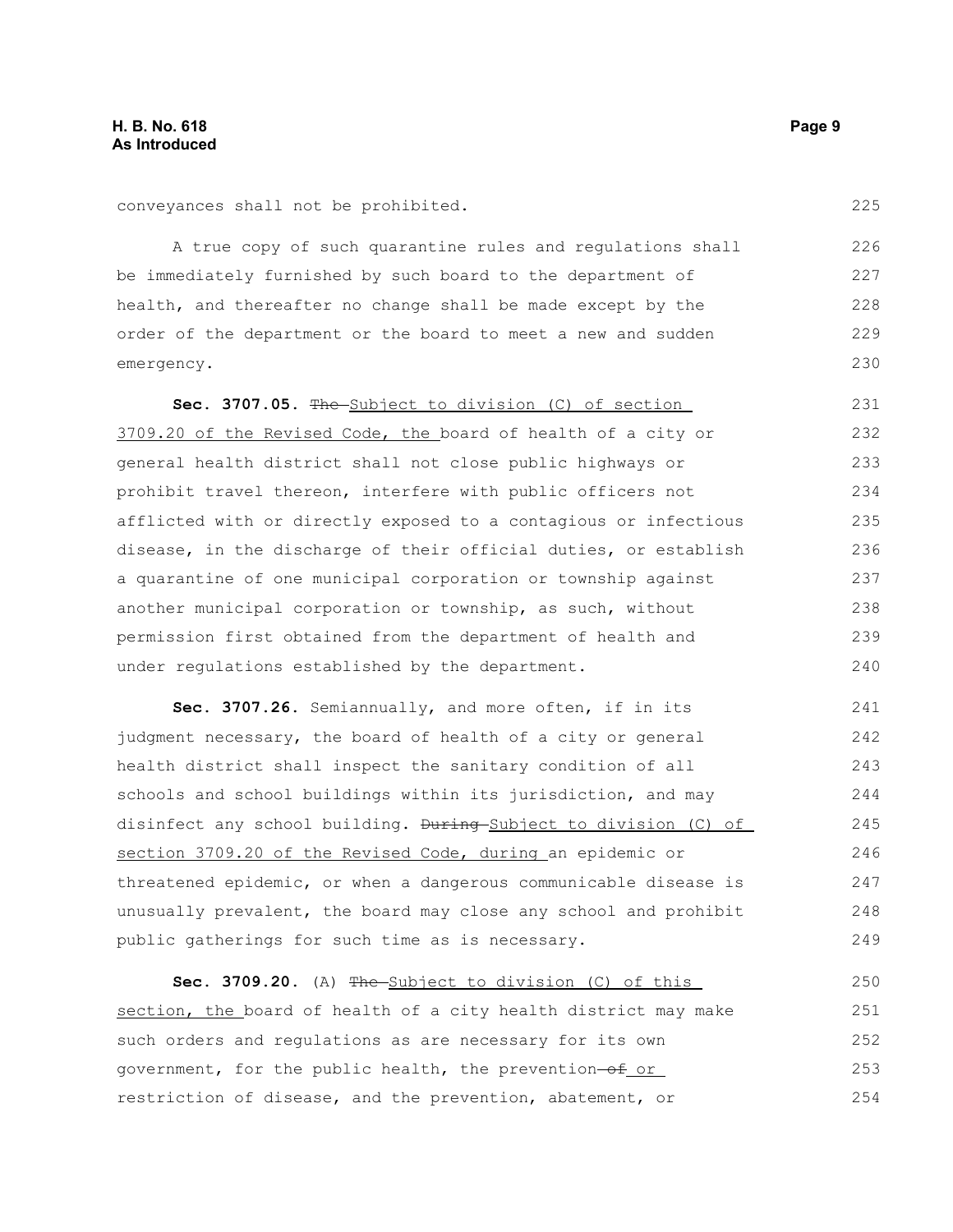conveyances shall not be prohibited.

A true copy of such quarantine rules and regulations shall be immediately furnished by such board to the department of health, and thereafter no change shall be made except by the order of the department or the board to meet a new and sudden emergency.

**Sec. 3707.05.** ~~The~~ Subject to division (C) of section 3709.20 of the Revised Code, the board of health of a city or general health district shall not close public highways or prohibit travel thereon, interfere with public officers not afflicted with or directly exposed to a contagious or infectious disease, in the discharge of their official duties, or establish a quarantine of one municipal corporation or township against another municipal corporation or township, as such, without permission first obtained from the department of health and under regulations established by the department.

**Sec. 3707.26.** Semiannually, and more often, if in its judgment necessary, the board of health of a city or general health district shall inspect the sanitary condition of all schools and school buildings within its jurisdiction, and may disinfect any school building. ~~During~~ Subject to division (C) of section 3709.20 of the Revised Code, during an epidemic or threatened epidemic, or when a dangerous communicable disease is unusually prevalent, the board may close any school and prohibit public gatherings for such time as is necessary.

**Sec. 3709.20.** (A) ~~The~~ Subject to division (C) of this section, the board of health of a city health district may make such orders and regulations as are necessary for its own government, for the public health, the prevention ~~of~~ or restriction of disease, and the prevention, abatement, or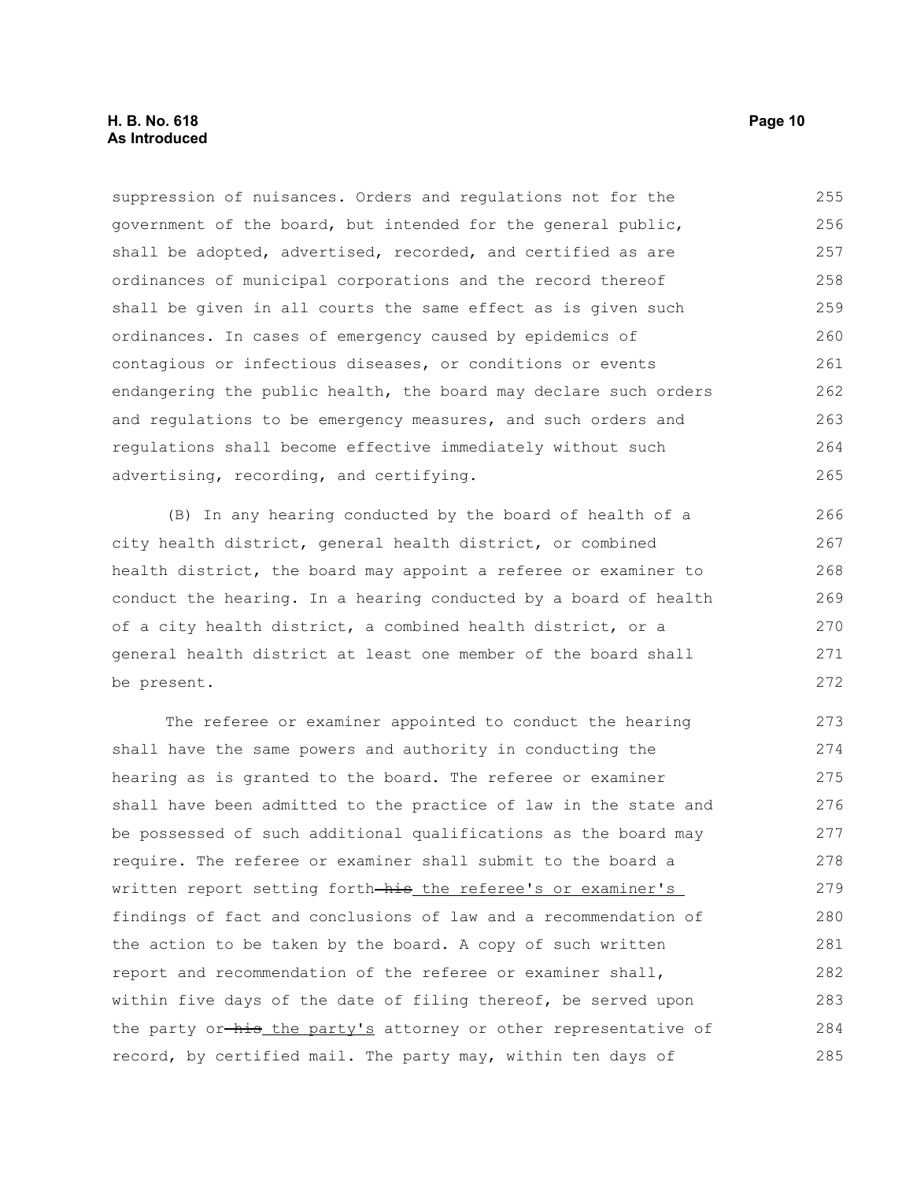suppression of nuisances. Orders and regulations not for the government of the board, but intended for the general public, shall be adopted, advertised, recorded, and certified as are ordinances of municipal corporations and the record thereof shall be given in all courts the same effect as is given such ordinances. In cases of emergency caused by epidemics of contagious or infectious diseases, or conditions or events endangering the public health, the board may declare such orders and regulations to be emergency measures, and such orders and regulations shall become effective immediately without such advertising, recording, and certifying.

(B) In any hearing conducted by the board of health of a city health district, general health district, or combined health district, the board may appoint a referee or examiner to conduct the hearing. In a hearing conducted by a board of health of a city health district, a combined health district, or a general health district at least one member of the board shall be present.

The referee or examiner appointed to conduct the hearing shall have the same powers and authority in conducting the hearing as is granted to the board. The referee or examiner shall have been admitted to the practice of law in the state and be possessed of such additional qualifications as the board may require. The referee or examiner shall submit to the board a written report setting forth ~~his~~ the referee's or examiner's findings of fact and conclusions of law and a recommendation of the action to be taken by the board. A copy of such written report and recommendation of the referee or examiner shall, within five days of the date of filing thereof, be served upon the party or ~~his~~ the party's attorney or other representative of record, by certified mail. The party may, within ten days of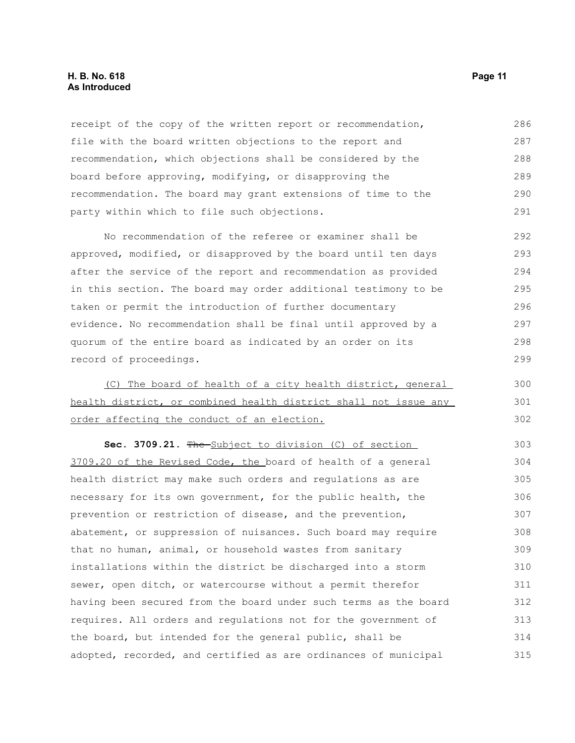receipt of the copy of the written report or recommendation, file with the board written objections to the report and recommendation, which objections shall be considered by the board before approving, modifying, or disapproving the recommendation. The board may grant extensions of time to the party within which to file such objections.

No recommendation of the referee or examiner shall be approved, modified, or disapproved by the board until ten days after the service of the report and recommendation as provided in this section. The board may order additional testimony to be taken or permit the introduction of further documentary evidence. No recommendation shall be final until approved by a quorum of the entire board as indicated by an order on its record of proceedings.

(C) The board of health of a city health district, general health district, or combined health district shall not issue any order affecting the conduct of an election.

**Sec. 3709.21.** ~~The~~ Subject to division (C) of section 3709.20 of the Revised Code, the board of health of a general health district may make such orders and regulations as are necessary for its own government, for the public health, the prevention or restriction of disease, and the prevention, abatement, or suppression of nuisances. Such board may require that no human, animal, or household wastes from sanitary installations within the district be discharged into a storm sewer, open ditch, or watercourse without a permit therefor having been secured from the board under such terms as the board requires. All orders and regulations not for the government of the board, but intended for the general public, shall be adopted, recorded, and certified as are ordinances of municipal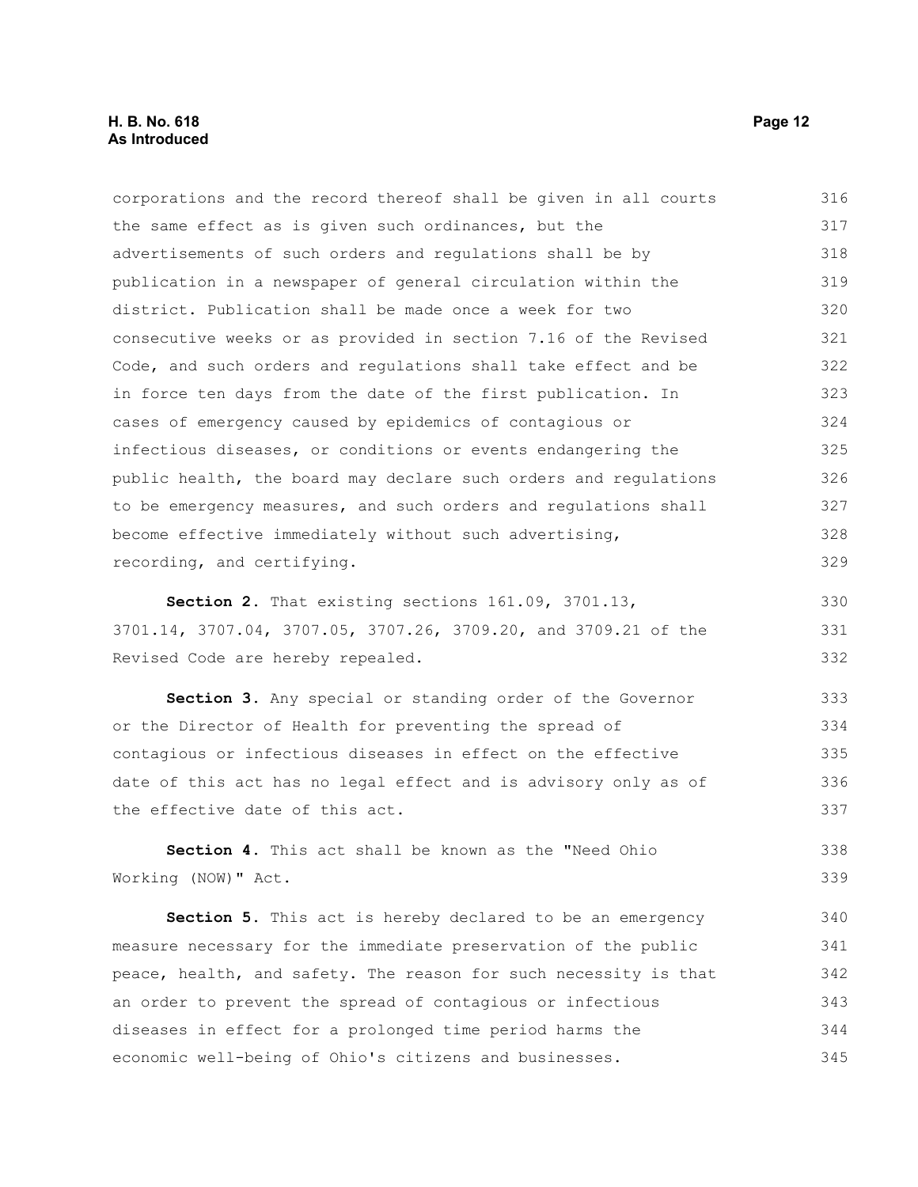corporations and the record thereof shall be given in all courts the same effect as is given such ordinances, but the advertisements of such orders and regulations shall be by publication in a newspaper of general circulation within the district. Publication shall be made once a week for two consecutive weeks or as provided in section 7.16 of the Revised Code, and such orders and regulations shall take effect and be in force ten days from the date of the first publication. In cases of emergency caused by epidemics of contagious or infectious diseases, or conditions or events endangering the public health, the board may declare such orders and regulations to be emergency measures, and such orders and regulations shall become effective immediately without such advertising, recording, and certifying.

**Section 2.** That existing sections 161.09, 3701.13, 3701.14, 3707.04, 3707.05, 3707.26, 3709.20, and 3709.21 of the Revised Code are hereby repealed.

**Section 3.** Any special or standing order of the Governor or the Director of Health for preventing the spread of contagious or infectious diseases in effect on the effective date of this act has no legal effect and is advisory only as of the effective date of this act.

**Section 4.** This act shall be known as the "Need Ohio Working (NOW)" Act.

**Section 5.** This act is hereby declared to be an emergency measure necessary for the immediate preservation of the public peace, health, and safety. The reason for such necessity is that an order to prevent the spread of contagious or infectious diseases in effect for a prolonged time period harms the economic well-being of Ohio's citizens and businesses.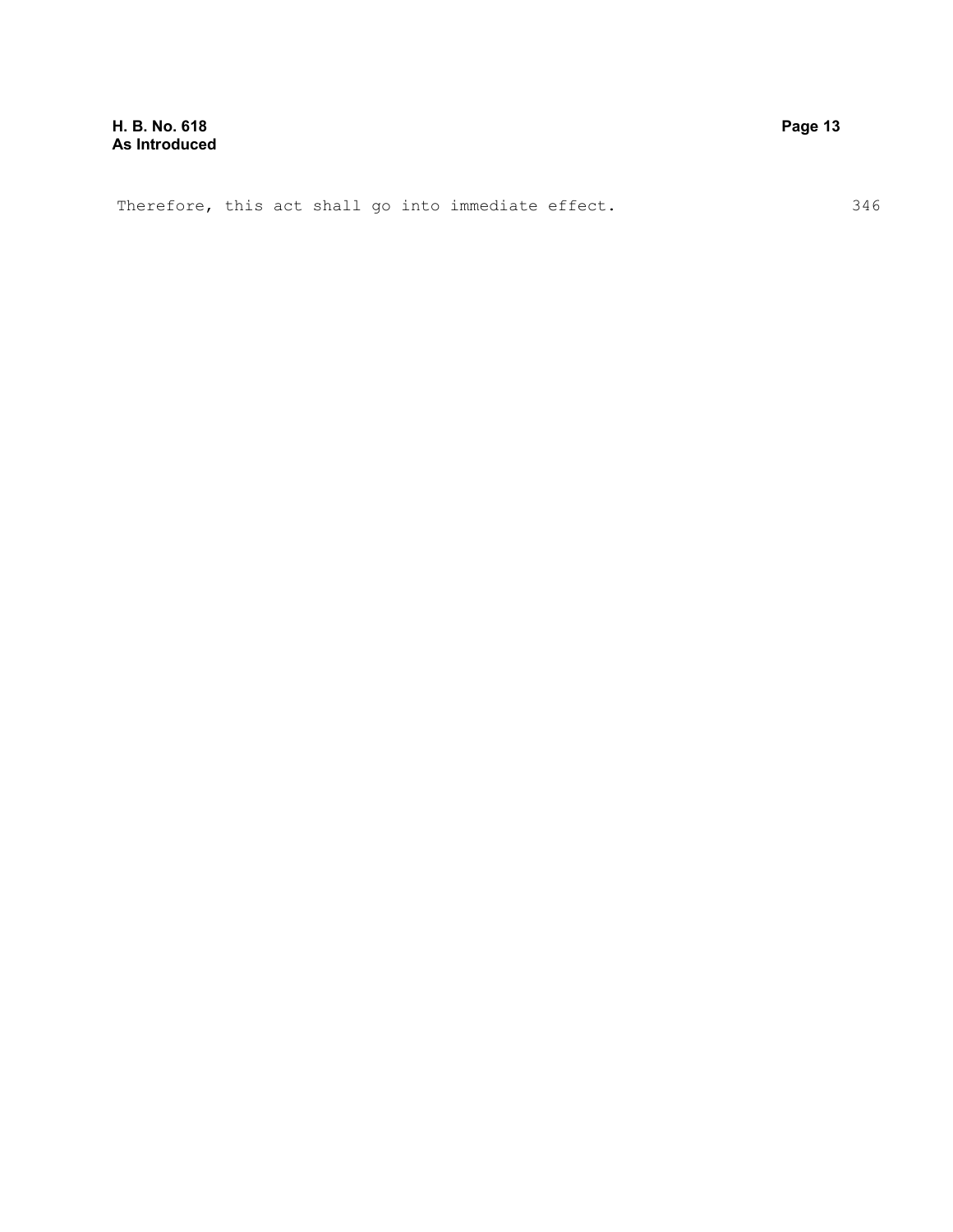Therefore, this act shall go into immediate effect.